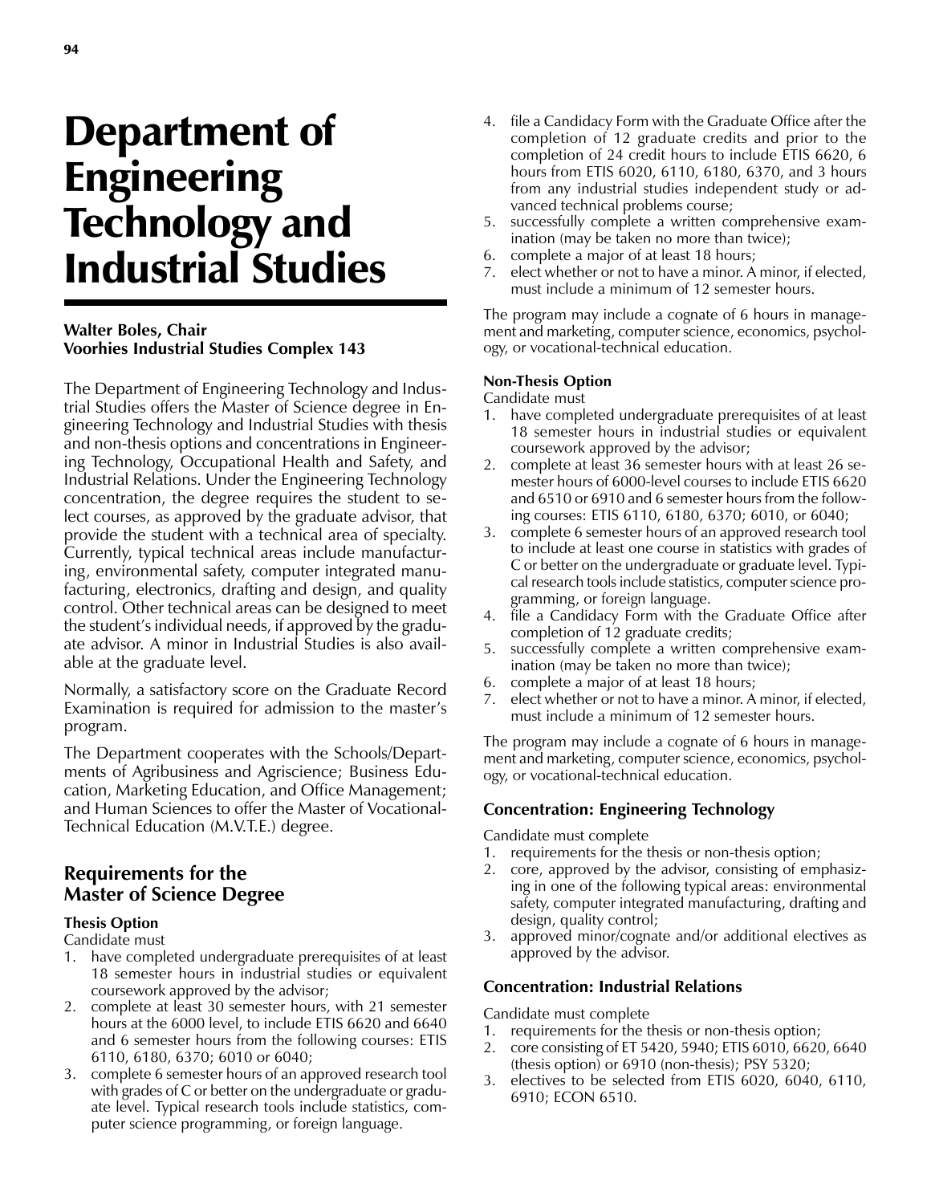# Department of Engineering Technology and Industrial Studies

**Walter Boles, Chair**
**Voorhies Industrial Studies Complex 143**

The Department of Engineering Technology and Industrial Studies offers the Master of Science degree in Engineering Technology and Industrial Studies with thesis and non-thesis options and concentrations in Engineering Technology, Occupational Health and Safety, and Industrial Relations. Under the Engineering Technology concentration, the degree requires the student to select courses, as approved by the graduate advisor, that provide the student with a technical area of specialty. Currently, typical technical areas include manufacturing, environmental safety, computer integrated manufacturing, electronics, drafting and design, and quality control. Other technical areas can be designed to meet the student's individual needs, if approved by the graduate advisor. A minor in Industrial Studies is also available at the graduate level.

Normally, a satisfactory score on the Graduate Record Examination is required for admission to the master's program.

The Department cooperates with the Schools/Departments of Agribusiness and Agriscience; Business Education, Marketing Education, and Office Management; and Human Sciences to offer the Master of Vocational-Technical Education (M.V.T.E.) degree.

## Requirements for the Master of Science Degree

### Thesis Option

Candidate must

1. have completed undergraduate prerequisites of at least 18 semester hours in industrial studies or equivalent coursework approved by the advisor;
2. complete at least 30 semester hours, with 21 semester hours at the 6000 level, to include ETIS 6620 and 6640 and 6 semester hours from the following courses: ETIS 6110, 6180, 6370; 6010 or 6040;
3. complete 6 semester hours of an approved research tool with grades of C or better on the undergraduate or graduate level. Typical research tools include statistics, computer science programming, or foreign language.
4. file a Candidacy Form with the Graduate Office after the completion of 12 graduate credits and prior to the completion of 24 credit hours to include ETIS 6620, 6 hours from ETIS 6020, 6110, 6180, 6370, and 3 hours from any industrial studies independent study or advanced technical problems course;
5. successfully complete a written comprehensive examination (may be taken no more than twice);
6. complete a major of at least 18 hours;
7. elect whether or not to have a minor. A minor, if elected, must include a minimum of 12 semester hours.

The program may include a cognate of 6 hours in management and marketing, computer science, economics, psychology, or vocational-technical education.

### Non-Thesis Option

Candidate must

1. have completed undergraduate prerequisites of at least 18 semester hours in industrial studies or equivalent coursework approved by the advisor;
2. complete at least 36 semester hours with at least 26 semester hours of 6000-level courses to include ETIS 6620 and 6510 or 6910 and 6 semester hours from the following courses: ETIS 6110, 6180, 6370; 6010, or 6040;
3. complete 6 semester hours of an approved research tool to include at least one course in statistics with grades of C or better on the undergraduate or graduate level. Typical research tools include statistics, computer science programming, or foreign language.
4. file a Candidacy Form with the Graduate Office after completion of 12 graduate credits;
5. successfully complete a written comprehensive examination (may be taken no more than twice);
6. complete a major of at least 18 hours;
7. elect whether or not to have a minor. A minor, if elected, must include a minimum of 12 semester hours.

The program may include a cognate of 6 hours in management and marketing, computer science, economics, psychology, or vocational-technical education.

### Concentration: Engineering Technology

Candidate must complete

1. requirements for the thesis or non-thesis option;
2. core, approved by the advisor, consisting of emphasizing in one of the following typical areas: environmental safety, computer integrated manufacturing, drafting and design, quality control;
3. approved minor/cognate and/or additional electives as approved by the advisor.

### Concentration: Industrial Relations

Candidate must complete

1. requirements for the thesis or non-thesis option;
2. core consisting of ET 5420, 5940; ETIS 6010, 6620, 6640 (thesis option) or 6910 (non-thesis); PSY 5320;
3. electives to be selected from ETIS 6020, 6040, 6110, 6910; ECON 6510.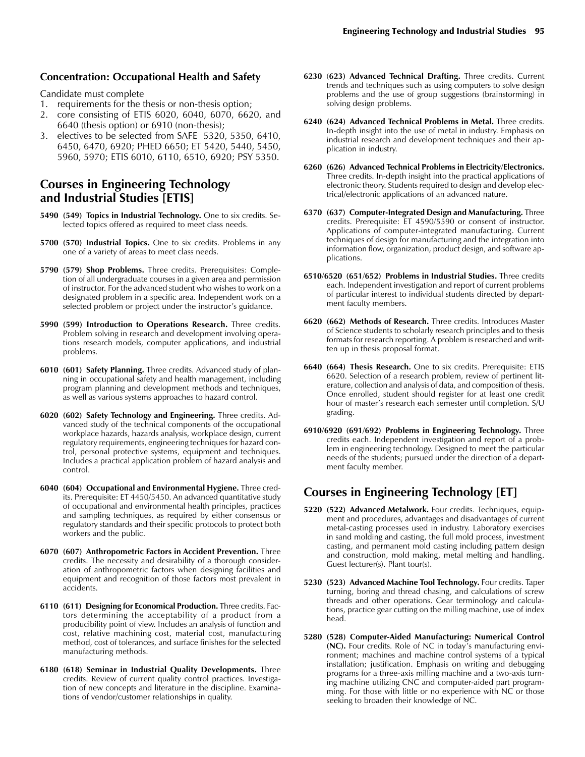### Concentration: Occupational Health and Safety

Candidate must complete

1. requirements for the thesis or non-thesis option;
2. core consisting of ETIS 6020, 6040, 6070, 6620, and 6640 (thesis option) or 6910 (non-thesis);
3. electives to be selected from SAFE 5320, 5350, 6410, 6450, 6470, 6920; PHED 6650; ET 5420, 5440, 5450, 5960, 5970; ETIS 6010, 6110, 6510, 6920; PSY 5350.

## Courses in Engineering Technology and Industrial Studies [ETIS]

**5490 (549) Topics in Industrial Technology.** One to six credits. Selected topics offered as required to meet class needs.

**5700 (570) Industrial Topics.** One to six credits. Problems in any one of a variety of areas to meet class needs.

**5790 (579) Shop Problems.** Three credits. Prerequisites: Completion of all undergraduate courses in a given area and permission of instructor. For the advanced student who wishes to work on a designated problem in a specific area. Independent work on a selected problem or project under the instructor's guidance.

**5990 (599) Introduction to Operations Research.** Three credits. Problem solving in research and development involving operations research models, computer applications, and industrial problems.

**6010 (601) Safety Planning.** Three credits. Advanced study of planning in occupational safety and health management, including program planning and development methods and techniques, as well as various systems approaches to hazard control.

**6020 (602) Safety Technology and Engineering.** Three credits. Advanced study of the technical components of the occupational workplace hazards, hazards analysis, workplace design, current regulatory requirements, engineering techniques for hazard control, personal protective systems, equipment and techniques. Includes a practical application problem of hazard analysis and control.

**6040 (604) Occupational and Environmental Hygiene.** Three credits. Prerequisite: ET 4450/5450. An advanced quantitative study of occupational and environmental health principles, practices and sampling techniques, as required by either consensus or regulatory standards and their specific protocols to protect both workers and the public.

**6070 (607) Anthropometric Factors in Accident Prevention.** Three credits. The necessity and desirability of a thorough consideration of anthropometric factors when designing facilities and equipment and recognition of those factors most prevalent in accidents.

**6110 (611) Designing for Economical Production.** Three credits. Factors determining the acceptability of a product from a producibility point of view. Includes an analysis of function and cost, relative machining cost, material cost, manufacturing method, cost of tolerances, and surface finishes for the selected manufacturing methods.

**6180 (618) Seminar in Industrial Quality Developments.** Three credits. Review of current quality control practices. Investigation of new concepts and literature in the discipline. Examinations of vendor/customer relationships in quality.

**6230 (623) Advanced Technical Drafting.** Three credits. Current trends and techniques such as using computers to solve design problems and the use of group suggestions (brainstorming) in solving design problems.

**6240 (624) Advanced Technical Problems in Metal.** Three credits. In-depth insight into the use of metal in industry. Emphasis on industrial research and development techniques and their application in industry.

**6260 (626) Advanced Technical Problems in Electricity/Electronics.** Three credits. In-depth insight into the practical applications of electronic theory. Students required to design and develop electrical/electronic applications of an advanced nature.

**6370 (637) Computer-Integrated Design and Manufacturing.** Three credits. Prerequisite: ET 4590/5590 or consent of instructor. Applications of computer-integrated manufacturing. Current techniques of design for manufacturing and the integration into information flow, organization, product design, and software applications.

**6510/6520 (651/652) Problems in Industrial Studies.** Three credits each. Independent investigation and report of current problems of particular interest to individual students directed by department faculty members.

**6620 (662) Methods of Research.** Three credits. Introduces Master of Science students to scholarly research principles and to thesis formats for research reporting. A problem is researched and written up in thesis proposal format.

**6640 (664) Thesis Research.** One to six credits. Prerequisite: ETIS 6620. Selection of a research problem, review of pertinent literature, collection and analysis of data, and composition of thesis. Once enrolled, student should register for at least one credit hour of master's research each semester until completion. S/U grading.

**6910/6920 (691/692) Problems in Engineering Technology.** Three credits each. Independent investigation and report of a problem in engineering technology. Designed to meet the particular needs of the students; pursued under the direction of a department faculty member.

## Courses in Engineering Technology [ET]

**5220 (522) Advanced Metalwork.** Four credits. Techniques, equipment and procedures, advantages and disadvantages of current metal-casting processes used in industry. Laboratory exercises in sand molding and casting, the full mold process, investment casting, and permanent mold casting including pattern design and construction, mold making, metal melting and handling. Guest lecturer(s). Plant tour(s).

**5230 (523) Advanced Machine Tool Technology.** Four credits. Taper turning, boring and thread chasing, and calculations of screw threads and other operations. Gear terminology and calculations, practice gear cutting on the milling machine, use of index head.

**5280 (528) Computer-Aided Manufacturing: Numerical Control (NC).** Four credits. Role of NC in today's manufacturing environment; machines and machine control systems of a typical installation; justification. Emphasis on writing and debugging programs for a three-axis milling machine and a two-axis turning machine utilizing CNC and computer-aided part programming. For those with little or no experience with NC or those seeking to broaden their knowledge of NC.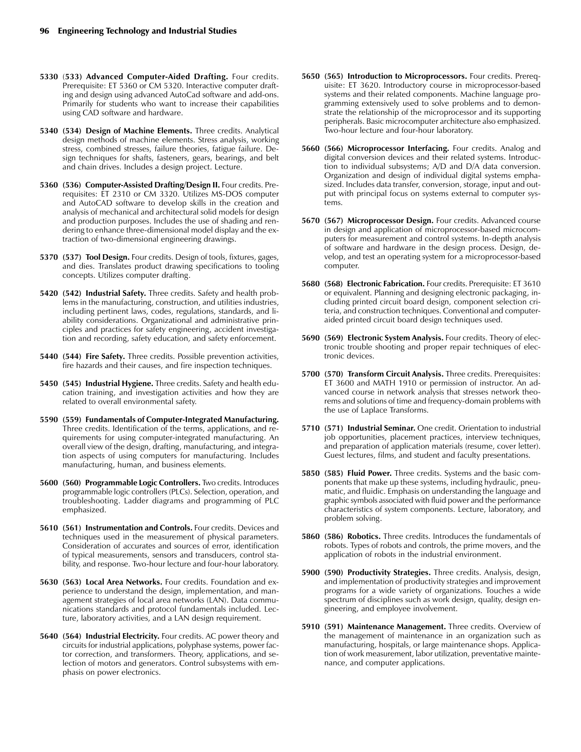**5330 (533) Advanced Computer-Aided Drafting.** Four credits. Prerequisite: ET 5360 or CM 5320. Interactive computer drafting and design using advanced AutoCad software and add-ons. Primarily for students who want to increase their capabilities using CAD software and hardware.

**5340 (534) Design of Machine Elements.** Three credits. Analytical design methods of machine elements. Stress analysis, working stress, combined stresses, failure theories, fatigue failure. Design techniques for shafts, fasteners, gears, bearings, and belt and chain drives. Includes a design project. Lecture.

**5360 (536) Computer-Assisted Drafting/Design II.** Four credits. Prerequisites: ET 2310 or CM 3320. Utilizes MS-DOS computer and AutoCAD software to develop skills in the creation and analysis of mechanical and architectural solid models for design and production purposes. Includes the use of shading and rendering to enhance three-dimensional model display and the extraction of two-dimensional engineering drawings.

**5370 (537) Tool Design.** Four credits. Design of tools, fixtures, gages, and dies. Translates product drawing specifications to tooling concepts. Utilizes computer drafting.

**5420 (542) Industrial Safety.** Three credits. Safety and health problems in the manufacturing, construction, and utilities industries, including pertinent laws, codes, regulations, standards, and liability considerations. Organizational and administrative principles and practices for safety engineering, accident investigation and recording, safety education, and safety enforcement.

**5440 (544) Fire Safety.** Three credits. Possible prevention activities, fire hazards and their causes, and fire inspection techniques.

**5450 (545) Industrial Hygiene.** Three credits. Safety and health education training, and investigation activities and how they are related to overall environmental safety.

**5590 (559) Fundamentals of Computer-Integrated Manufacturing.** Three credits. Identification of the terms, applications, and requirements for using computer-integrated manufacturing. An overall view of the design, drafting, manufacturing, and integration aspects of using computers for manufacturing. Includes manufacturing, human, and business elements.

**5600 (560) Programmable Logic Controllers.** Two credits. Introduces programmable logic controllers (PLCs). Selection, operation, and troubleshooting. Ladder diagrams and programming of PLC emphasized.

**5610 (561) Instrumentation and Controls.** Four credits. Devices and techniques used in the measurement of physical parameters. Consideration of accurates and sources of error, identification of typical measurements, sensors and transducers, control stability, and response. Two-hour lecture and four-hour laboratory.

**5630 (563) Local Area Networks.** Four credits. Foundation and experience to understand the design, implementation, and management strategies of local area networks (LAN). Data communications standards and protocol fundamentals included. Lecture, laboratory activities, and a LAN design requirement.

**5640 (564) Industrial Electricity.** Four credits. AC power theory and circuits for industrial applications, polyphase systems, power factor correction, and transformers. Theory, applications, and selection of motors and generators. Control subsystems with emphasis on power electronics.

**5650 (565) Introduction to Microprocessors.** Four credits. Prerequisite: ET 3620. Introductory course in microprocessor-based systems and their related components. Machine language programming extensively used to solve problems and to demonstrate the relationship of the microprocessor and its supporting peripherals. Basic microcomputer architecture also emphasized. Two-hour lecture and four-hour laboratory.

**5660 (566) Microprocessor Interfacing.** Four credits. Analog and digital conversion devices and their related systems. Introduction to individual subsystems; A/D and D/A data conversion. Organization and design of individual digital systems emphasized. Includes data transfer, conversion, storage, input and output with principal focus on systems external to computer systems.

**5670 (567) Microprocessor Design.** Four credits. Advanced course in design and application of microprocessor-based microcomputers for measurement and control systems. In-depth analysis of software and hardware in the design process. Design, develop, and test an operating system for a microprocessor-based computer.

**5680 (568) Electronic Fabrication.** Four credits. Prerequisite: ET 3610 or equivalent. Planning and designing electronic packaging, including printed circuit board design, component selection criteria, and construction techniques. Conventional and computer-aided printed circuit board design techniques used.

**5690 (569) Electronic System Analysis.** Four credits. Theory of electronic trouble shooting and proper repair techniques of electronic devices.

**5700 (570) Transform Circuit Analysis.** Three credits. Prerequisites: ET 3600 and MATH 1910 or permission of instructor. An advanced course in network analysis that stresses network theorems and solutions of time and frequency-domain problems with the use of Laplace Transforms.

**5710 (571) Industrial Seminar.** One credit. Orientation to industrial job opportunities, placement practices, interview techniques, and preparation of application materials (resume, cover letter). Guest lectures, films, and student and faculty presentations.

**5850 (585) Fluid Power.** Three credits. Systems and the basic components that make up these systems, including hydraulic, pneumatic, and fluidic. Emphasis on understanding the language and graphic symbols associated with fluid power and the performance characteristics of system components. Lecture, laboratory, and problem solving.

**5860 (586) Robotics.** Three credits. Introduces the fundamentals of robots. Types of robots and controls, the prime movers, and the application of robots in the industrial environment.

**5900 (590) Productivity Strategies.** Three credits. Analysis, design, and implementation of productivity strategies and improvement programs for a wide variety of organizations. Touches a wide spectrum of disciplines such as work design, quality, design engineering, and employee involvement.

**5910 (591) Maintenance Management.** Three credits. Overview of the management of maintenance in an organization such as manufacturing, hospitals, or large maintenance shops. Application of work measurement, labor utilization, preventative maintenance, and computer applications.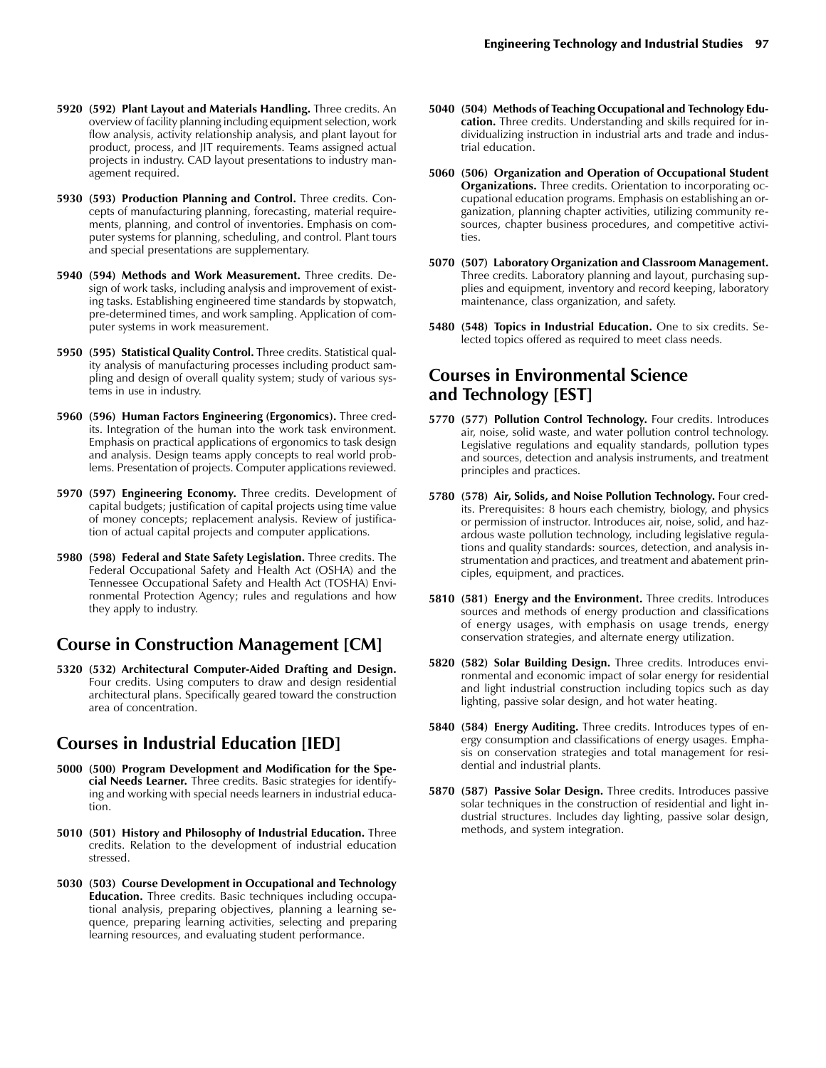**5920 (592) Plant Layout and Materials Handling.** Three credits. An overview of facility planning including equipment selection, work flow analysis, activity relationship analysis, and plant layout for product, process, and JIT requirements. Teams assigned actual projects in industry. CAD layout presentations to industry management required.

**5930 (593) Production Planning and Control.** Three credits. Concepts of manufacturing planning, forecasting, material requirements, planning, and control of inventories. Emphasis on computer systems for planning, scheduling, and control. Plant tours and special presentations are supplementary.

**5940 (594) Methods and Work Measurement.** Three credits. Design of work tasks, including analysis and improvement of existing tasks. Establishing engineered time standards by stopwatch, pre-determined times, and work sampling. Application of computer systems in work measurement.

**5950 (595) Statistical Quality Control.** Three credits. Statistical quality analysis of manufacturing processes including product sampling and design of overall quality system; study of various systems in use in industry.

**5960 (596) Human Factors Engineering (Ergonomics).** Three credits. Integration of the human into the work task environment. Emphasis on practical applications of ergonomics to task design and analysis. Design teams apply concepts to real world problems. Presentation of projects. Computer applications reviewed.

**5970 (597) Engineering Economy.** Three credits. Development of capital budgets; justification of capital projects using time value of money concepts; replacement analysis. Review of justification of actual capital projects and computer applications.

**5980 (598) Federal and State Safety Legislation.** Three credits. The Federal Occupational Safety and Health Act (OSHA) and the Tennessee Occupational Safety and Health Act (TOSHA) Environmental Protection Agency; rules and regulations and how they apply to industry.

## Course in Construction Management [CM]

**5320 (532) Architectural Computer-Aided Drafting and Design.** Four credits. Using computers to draw and design residential architectural plans. Specifically geared toward the construction area of concentration.

## Courses in Industrial Education [IED]

**5000 (500) Program Development and Modification for the Special Needs Learner.** Three credits. Basic strategies for identifying and working with special needs learners in industrial education.

**5010 (501) History and Philosophy of Industrial Education.** Three credits. Relation to the development of industrial education stressed.

**5030 (503) Course Development in Occupational and Technology Education.** Three credits. Basic techniques including occupational analysis, preparing objectives, planning a learning sequence, preparing learning activities, selecting and preparing learning resources, and evaluating student performance.

**5040 (504) Methods of Teaching Occupational and Technology Education.** Three credits. Understanding and skills required for individualizing instruction in industrial arts and trade and industrial education.

**5060 (506) Organization and Operation of Occupational Student Organizations.** Three credits. Orientation to incorporating occupational education programs. Emphasis on establishing an organization, planning chapter activities, utilizing community resources, chapter business procedures, and competitive activities.

**5070 (507) Laboratory Organization and Classroom Management.** Three credits. Laboratory planning and layout, purchasing supplies and equipment, inventory and record keeping, laboratory maintenance, class organization, and safety.

**5480 (548) Topics in Industrial Education.** One to six credits. Selected topics offered as required to meet class needs.

## Courses in Environmental Science and Technology [EST]

**5770 (577) Pollution Control Technology.** Four credits. Introduces air, noise, solid waste, and water pollution control technology. Legislative regulations and equality standards, pollution types and sources, detection and analysis instruments, and treatment principles and practices.

**5780 (578) Air, Solids, and Noise Pollution Technology.** Four credits. Prerequisites: 8 hours each chemistry, biology, and physics or permission of instructor. Introduces air, noise, solid, and hazardous waste pollution technology, including legislative regulations and quality standards: sources, detection, and analysis instrumentation and practices, and treatment and abatement principles, equipment, and practices.

**5810 (581) Energy and the Environment.** Three credits. Introduces sources and methods of energy production and classifications of energy usages, with emphasis on usage trends, energy conservation strategies, and alternate energy utilization.

**5820 (582) Solar Building Design.** Three credits. Introduces environmental and economic impact of solar energy for residential and light industrial construction including topics such as day lighting, passive solar design, and hot water heating.

**5840 (584) Energy Auditing.** Three credits. Introduces types of energy consumption and classifications of energy usages. Emphasis on conservation strategies and total management for residential and industrial plants.

**5870 (587) Passive Solar Design.** Three credits. Introduces passive solar techniques in the construction of residential and light industrial structures. Includes day lighting, passive solar design, methods, and system integration.